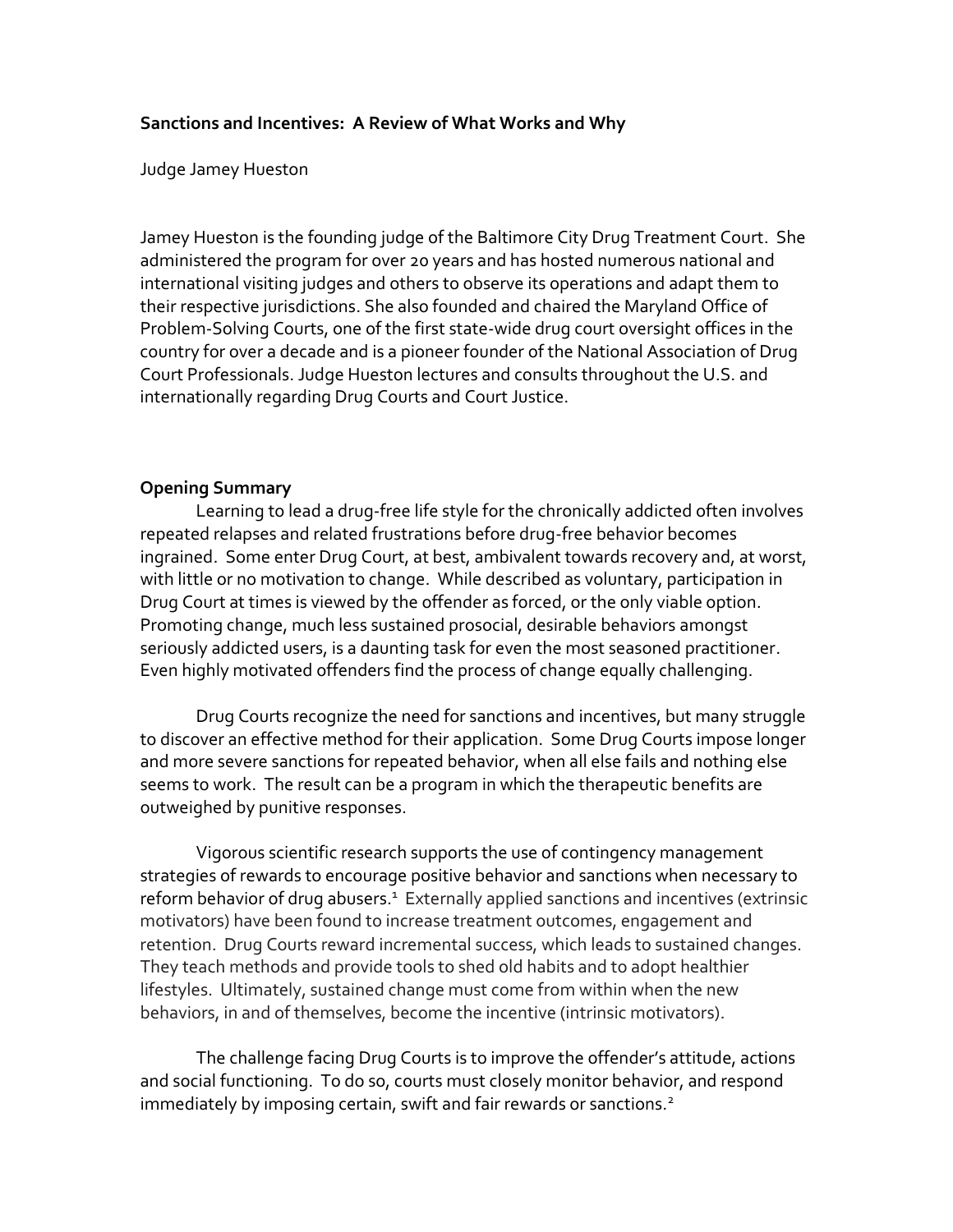**Sanctions and Incentives: A Review of What Works and Why**

Judge Jamey Hueston

Jamey Hueston is the founding judge of the Baltimore City Drug Treatment Court. She administered the program for over 20 years and has hosted numerous national and international visiting judges and others to observe its operations and adapt them to their respective jurisdictions. She also founded and chaired the Maryland Office of Problem-Solving Courts, one of the first state-wide drug court oversight offices in the country for over a decade and is a pioneer founder of the National Association of Drug Court Professionals. Judge Hueston lectures and consults throughout the U.S. and internationally regarding Drug Courts and Court Justice.

## Opening Summary

Learning to lead a drug-free life style for the chronically addicted often involves repeated relapses and related frustrations before drug-free behavior becomes ingrained. Some enter Drug Court, at best, ambivalent towards recovery and, at worst, with little or no motivation to change. While described as voluntary, participation in Drug Court at times is viewed by the offender as forced, or the only viable option. Promoting change, much less sustained prosocial, desirable behaviors amongst seriously addicted users, is a daunting task for even the most seasoned practitioner. Even highly motivated offenders find the process of change equally challenging.

Drug Courts recognize the need for sanctions and incentives, but many struggle to discover an effective method for their application. Some Drug Courts impose longer and more severe sanctions for repeated behavior, when all else fails and nothing else seems to work. The result can be a program in which the therapeutic benefits are outweighed by punitive responses.

Vigorous scientific research supports the use of contingency management strategies of rewards to encourage positive behavior and sanctions when necessary to reform behavior of drug abusers.[1] Externally applied sanctions and incentives (extrinsic motivators) have been found to increase treatment outcomes, engagement and retention. Drug Courts reward incremental success, which leads to sustained changes. They teach methods and provide tools to shed old habits and to adopt healthier lifestyles. Ultimately, sustained change must come from within when the new behaviors, in and of themselves, become the incentive (intrinsic motivators).

The challenge facing Drug Courts is to improve the offender's attitude, actions and social functioning. To do so, courts must closely monitor behavior, and respond immediately by imposing certain, swift and fair rewards or sanctions.[2]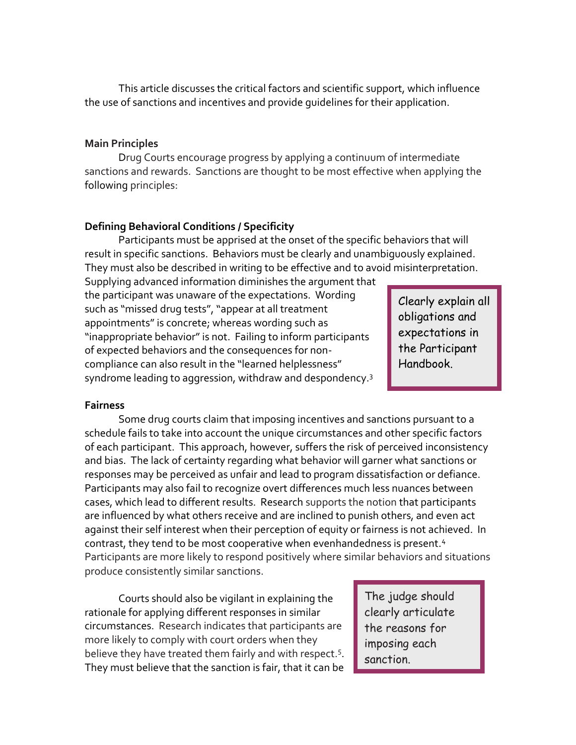This article discusses the critical factors and scientific support, which influence the use of sanctions and incentives and provide guidelines for their application.

**Main Principles**

Drug Courts encourage progress by applying a continuum of intermediate sanctions and rewards. Sanctions are thought to be most effective when applying the following principles:

**Defining Behavioral Conditions / Specificity**

Participants must be apprised at the onset of the specific behaviors that will result in specific sanctions. Behaviors must be clearly and unambiguously explained. They must also be described in writing to be effective and to avoid misinterpretation. Supplying advanced information diminishes the argument that the participant was unaware of the expectations. Wording such as "missed drug tests", "appear at all treatment appointments" is concrete; whereas wording such as "inappropriate behavior" is not. Failing to inform participants of expected behaviors and the consequences for non-compliance can also result in the "learned helplessness" syndrome leading to aggression, withdraw and despondency.[3]

Clearly explain all obligations and expectations in the Participant Handbook.

**Fairness**

Some drug courts claim that imposing incentives and sanctions pursuant to a schedule fails to take into account the unique circumstances and other specific factors of each participant. This approach, however, suffers the risk of perceived inconsistency and bias. The lack of certainty regarding what behavior will garner what sanctions or responses may be perceived as unfair and lead to program dissatisfaction or defiance. Participants may also fail to recognize overt differences much less nuances between cases, which lead to different results. Research supports the notion that participants are influenced by what others receive and are inclined to punish others, and even act against their self interest when their perception of equity or fairness is not achieved. In contrast, they tend to be most cooperative when evenhandedness is present.[4] Participants are more likely to respond positively where similar behaviors and situations produce consistently similar sanctions.

Courts should also be vigilant in explaining the rationale for applying different responses in similar circumstances. Research indicates that participants are more likely to comply with court orders when they believe they have treated them fairly and with respect.[5]. They must believe that the sanction is fair, that it can be

The judge should clearly articulate the reasons for imposing each sanction.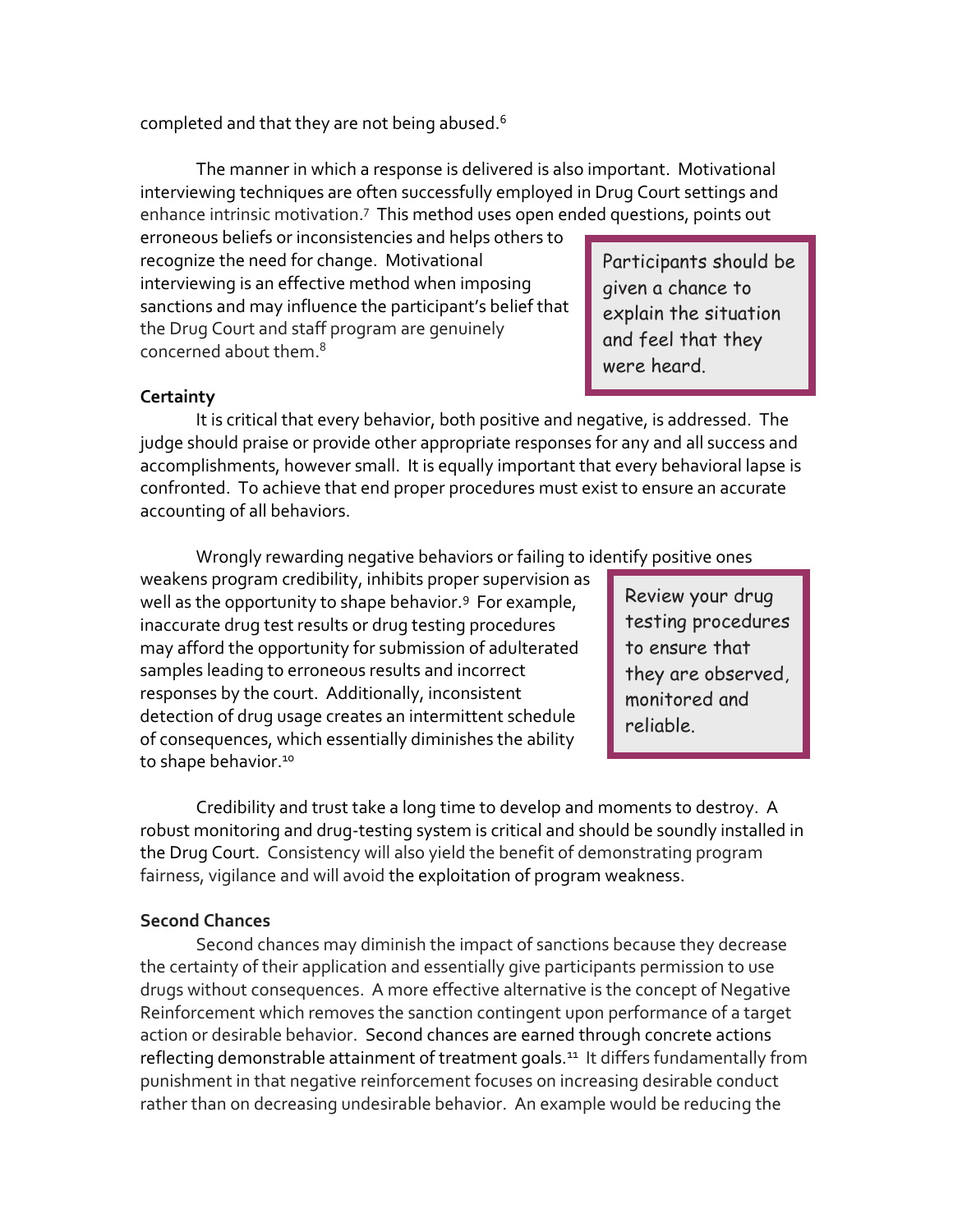completed and that they are not being abused.[6]

The manner in which a response is delivered is also important. Motivational interviewing techniques are often successfully employed in Drug Court settings and enhance intrinsic motivation.[7] This method uses open ended questions, points out erroneous beliefs or inconsistencies and helps others to recognize the need for change. Motivational interviewing is an effective method when imposing sanctions and may influence the participant's belief that the Drug Court and staff program are genuinely concerned about them.[8]

> Participants should be given a chance to explain the situation and feel that they were heard.

**Certainty**

It is critical that every behavior, both positive and negative, is addressed. The judge should praise or provide other appropriate responses for any and all success and accomplishments, however small. It is equally important that every behavioral lapse is confronted. To achieve that end proper procedures must exist to ensure an accurate accounting of all behaviors.

Wrongly rewarding negative behaviors or failing to identify positive ones weakens program credibility, inhibits proper supervision as well as the opportunity to shape behavior.[9] For example, inaccurate drug test results or drug testing procedures may afford the opportunity for submission of adulterated samples leading to erroneous results and incorrect responses by the court. Additionally, inconsistent detection of drug usage creates an intermittent schedule of consequences, which essentially diminishes the ability to shape behavior.[10]

> Review your drug testing procedures to ensure that they are observed, monitored and reliable.

Credibility and trust take a long time to develop and moments to destroy. A robust monitoring and drug-testing system is critical and should be soundly installed in the Drug Court. Consistency will also yield the benefit of demonstrating program fairness, vigilance and will avoid the exploitation of program weakness.

**Second Chances**

Second chances may diminish the impact of sanctions because they decrease the certainty of their application and essentially give participants permission to use drugs without consequences. A more effective alternative is the concept of Negative Reinforcement which removes the sanction contingent upon performance of a target action or desirable behavior. Second chances are earned through concrete actions reflecting demonstrable attainment of treatment goals.[11] It differs fundamentally from punishment in that negative reinforcement focuses on increasing desirable conduct rather than on decreasing undesirable behavior. An example would be reducing the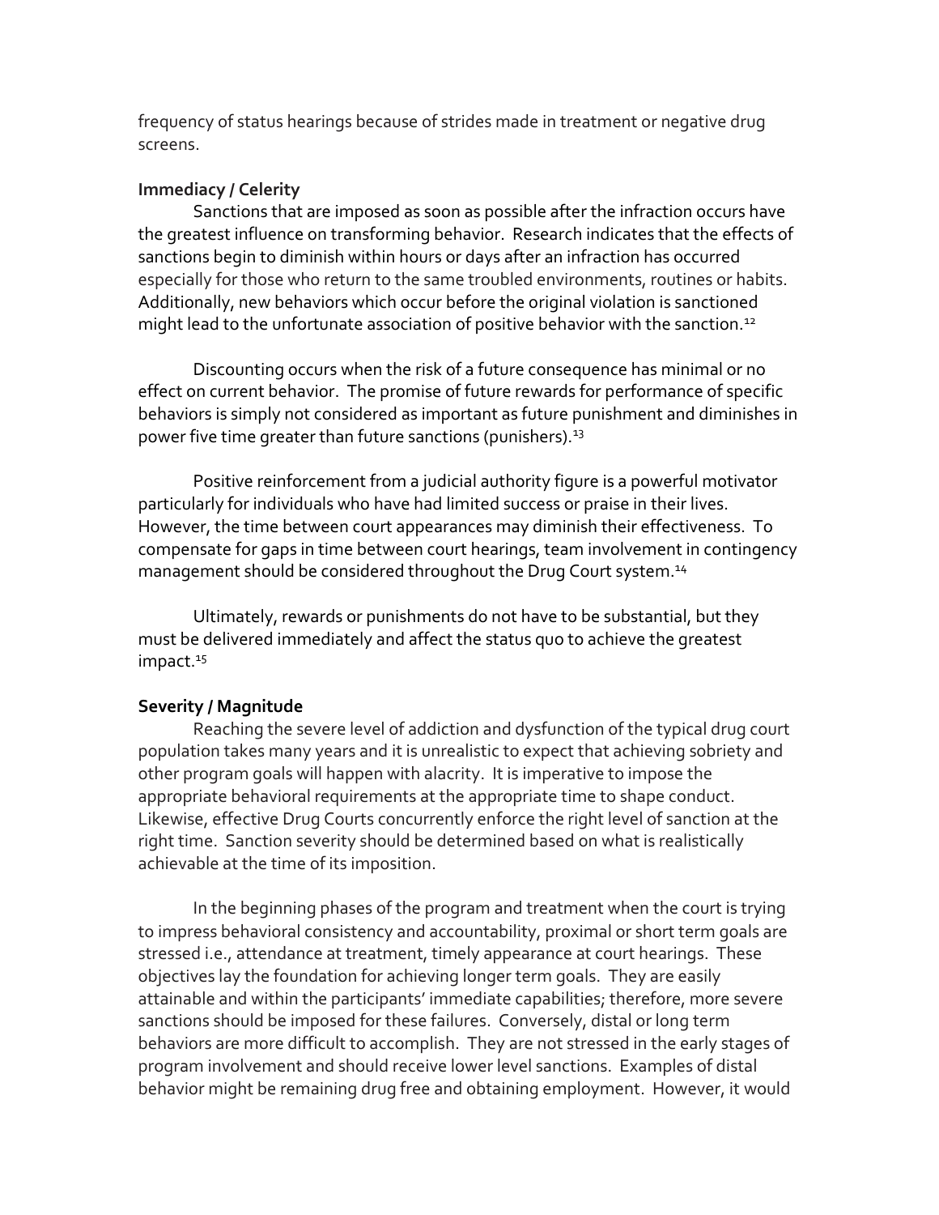frequency of status hearings because of strides made in treatment or negative drug screens.

**Immediacy / Celerity**

Sanctions that are imposed as soon as possible after the infraction occurs have the greatest influence on transforming behavior. Research indicates that the effects of sanctions begin to diminish within hours or days after an infraction has occurred especially for those who return to the same troubled environments, routines or habits. Additionally, new behaviors which occur before the original violation is sanctioned might lead to the unfortunate association of positive behavior with the sanction.[12]

Discounting occurs when the risk of a future consequence has minimal or no effect on current behavior. The promise of future rewards for performance of specific behaviors is simply not considered as important as future punishment and diminishes in power five time greater than future sanctions (punishers).[13]

Positive reinforcement from a judicial authority figure is a powerful motivator particularly for individuals who have had limited success or praise in their lives. However, the time between court appearances may diminish their effectiveness. To compensate for gaps in time between court hearings, team involvement in contingency management should be considered throughout the Drug Court system.[14]

Ultimately, rewards or punishments do not have to be substantial, but they must be delivered immediately and affect the status quo to achieve the greatest impact.[15]

**Severity / Magnitude**

Reaching the severe level of addiction and dysfunction of the typical drug court population takes many years and it is unrealistic to expect that achieving sobriety and other program goals will happen with alacrity. It is imperative to impose the appropriate behavioral requirements at the appropriate time to shape conduct. Likewise, effective Drug Courts concurrently enforce the right level of sanction at the right time. Sanction severity should be determined based on what is realistically achievable at the time of its imposition.

In the beginning phases of the program and treatment when the court is trying to impress behavioral consistency and accountability, proximal or short term goals are stressed i.e., attendance at treatment, timely appearance at court hearings. These objectives lay the foundation for achieving longer term goals. They are easily attainable and within the participants' immediate capabilities; therefore, more severe sanctions should be imposed for these failures. Conversely, distal or long term behaviors are more difficult to accomplish. They are not stressed in the early stages of program involvement and should receive lower level sanctions. Examples of distal behavior might be remaining drug free and obtaining employment. However, it would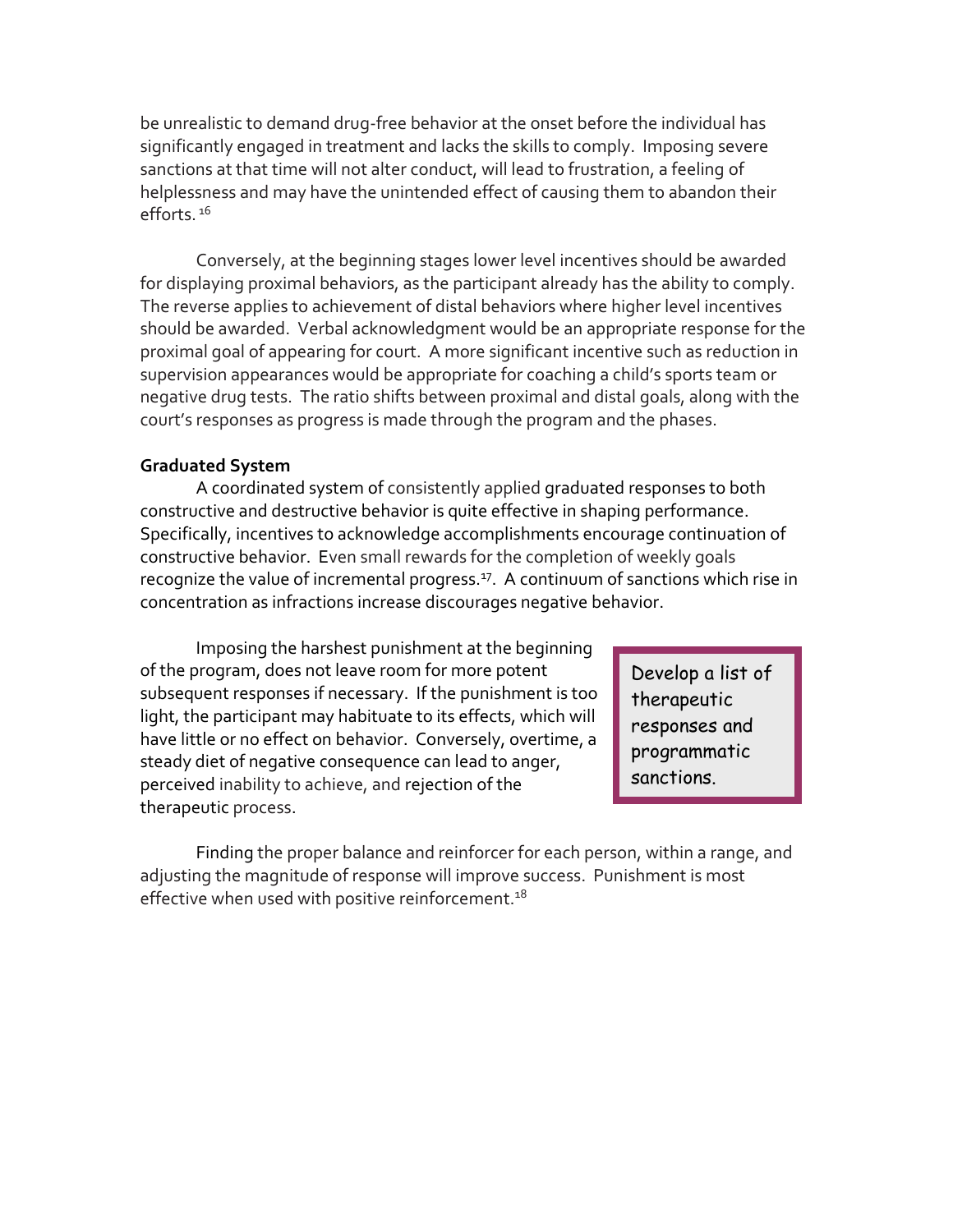be unrealistic to demand drug-free behavior at the onset before the individual has significantly engaged in treatment and lacks the skills to comply. Imposing severe sanctions at that time will not alter conduct, will lead to frustration, a feeling of helplessness and may have the unintended effect of causing them to abandon their efforts.[16]

Conversely, at the beginning stages lower level incentives should be awarded for displaying proximal behaviors, as the participant already has the ability to comply. The reverse applies to achievement of distal behaviors where higher level incentives should be awarded. Verbal acknowledgment would be an appropriate response for the proximal goal of appearing for court. A more significant incentive such as reduction in supervision appearances would be appropriate for coaching a child's sports team or negative drug tests. The ratio shifts between proximal and distal goals, along with the court's responses as progress is made through the program and the phases.

**Graduated System**

A coordinated system of consistently applied graduated responses to both constructive and destructive behavior is quite effective in shaping performance. Specifically, incentives to acknowledge accomplishments encourage continuation of constructive behavior. Even small rewards for the completion of weekly goals recognize the value of incremental progress.[17]. A continuum of sanctions which rise in concentration as infractions increase discourages negative behavior.

Imposing the harshest punishment at the beginning of the program, does not leave room for more potent subsequent responses if necessary. If the punishment is too light, the participant may habituate to its effects, which will have little or no effect on behavior. Conversely, overtime, a steady diet of negative consequence can lead to anger, perceived inability to achieve, and rejection of the therapeutic process.

> Develop a list of therapeutic responses and programmatic sanctions.

Finding the proper balance and reinforcer for each person, within a range, and adjusting the magnitude of response will improve success. Punishment is most effective when used with positive reinforcement.[18]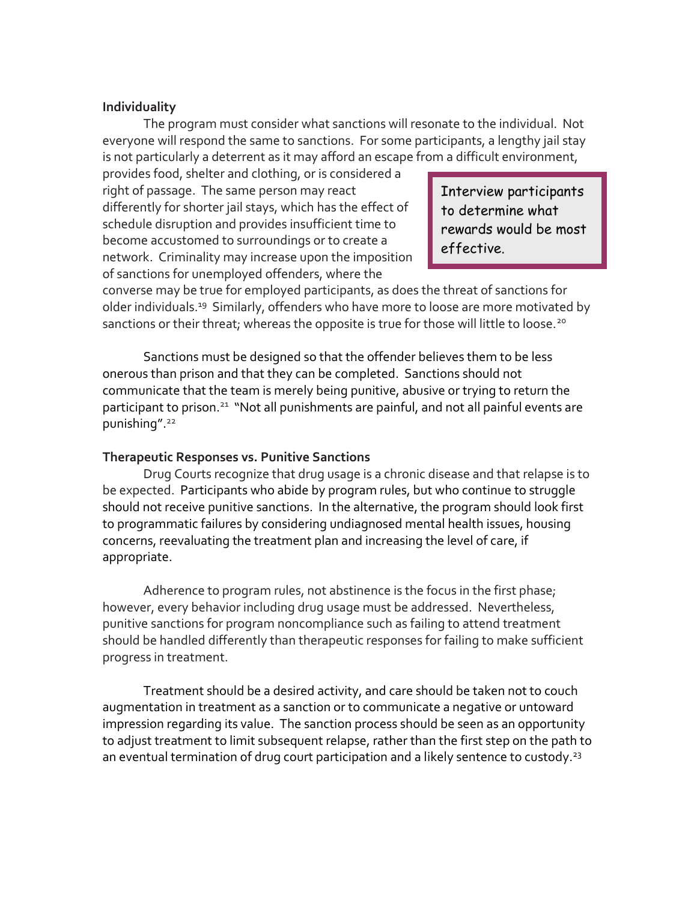**Individuality**

The program must consider what sanctions will resonate to the individual. Not everyone will respond the same to sanctions. For some participants, a lengthy jail stay is not particularly a deterrent as it may afford an escape from a difficult environment, provides food, shelter and clothing, or is considered a right of passage. The same person may react differently for shorter jail stays, which has the effect of schedule disruption and provides insufficient time to become accustomed to surroundings or to create a network. Criminality may increase upon the imposition of sanctions for unemployed offenders, where the converse may be true for employed participants, as does the threat of sanctions for older individuals.[19] Similarly, offenders who have more to loose are more motivated by sanctions or their threat; whereas the opposite is true for those will little to loose.[20]

> Interview participants to determine what rewards would be most effective.

Sanctions must be designed so that the offender believes them to be less onerous than prison and that they can be completed. Sanctions should not communicate that the team is merely being punitive, abusive or trying to return the participant to prison.[21] "Not all punishments are painful, and not all painful events are punishing".[22]

**Therapeutic Responses vs. Punitive Sanctions**

Drug Courts recognize that drug usage is a chronic disease and that relapse is to be expected. Participants who abide by program rules, but who continue to struggle should not receive punitive sanctions. In the alternative, the program should look first to programmatic failures by considering undiagnosed mental health issues, housing concerns, reevaluating the treatment plan and increasing the level of care, if appropriate.

Adherence to program rules, not abstinence is the focus in the first phase; however, every behavior including drug usage must be addressed. Nevertheless, punitive sanctions for program noncompliance such as failing to attend treatment should be handled differently than therapeutic responses for failing to make sufficient progress in treatment.

Treatment should be a desired activity, and care should be taken not to couch augmentation in treatment as a sanction or to communicate a negative or untoward impression regarding its value. The sanction process should be seen as an opportunity to adjust treatment to limit subsequent relapse, rather than the first step on the path to an eventual termination of drug court participation and a likely sentence to custody.[23]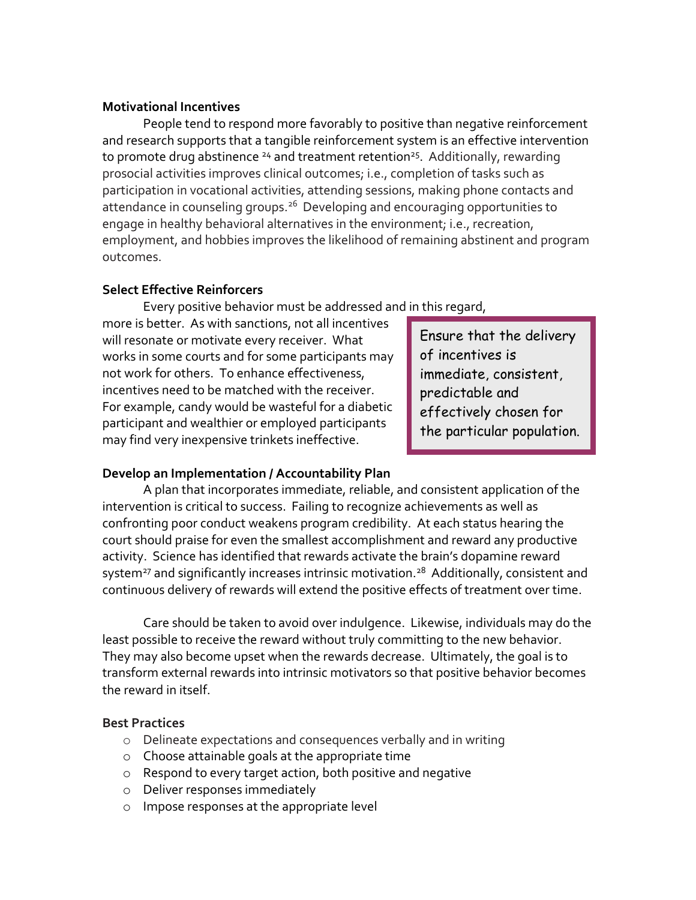**Motivational Incentives**

People tend to respond more favorably to positive than negative reinforcement and research supports that a tangible reinforcement system is an effective intervention to promote drug abstinence [24] and treatment retention[25]. Additionally, rewarding prosocial activities improves clinical outcomes; i.e., completion of tasks such as participation in vocational activities, attending sessions, making phone contacts and attendance in counseling groups.[26] Developing and encouraging opportunities to engage in healthy behavioral alternatives in the environment; i.e., recreation, employment, and hobbies improves the likelihood of remaining abstinent and program outcomes.

**Select Effective Reinforcers**

Every positive behavior must be addressed and in this regard, more is better. As with sanctions, not all incentives will resonate or motivate every receiver. What works in some courts and for some participants may not work for others. To enhance effectiveness, incentives need to be matched with the receiver. For example, candy would be wasteful for a diabetic participant and wealthier or employed participants may find very inexpensive trinkets ineffective.

> Ensure that the delivery of incentives is immediate, consistent, predictable and effectively chosen for the particular population.

**Develop an Implementation / Accountability Plan**

A plan that incorporates immediate, reliable, and consistent application of the intervention is critical to success. Failing to recognize achievements as well as confronting poor conduct weakens program credibility. At each status hearing the court should praise for even the smallest accomplishment and reward any productive activity. Science has identified that rewards activate the brain's dopamine reward system[27] and significantly increases intrinsic motivation.[28] Additionally, consistent and continuous delivery of rewards will extend the positive effects of treatment over time.

Care should be taken to avoid over indulgence. Likewise, individuals may do the least possible to receive the reward without truly committing to the new behavior. They may also become upset when the rewards decrease. Ultimately, the goal is to transform external rewards into intrinsic motivators so that positive behavior becomes the reward in itself.

**Best Practices**

- Delineate expectations and consequences verbally and in writing
- Choose attainable goals at the appropriate time
- Respond to every target action, both positive and negative
- Deliver responses immediately
- Impose responses at the appropriate level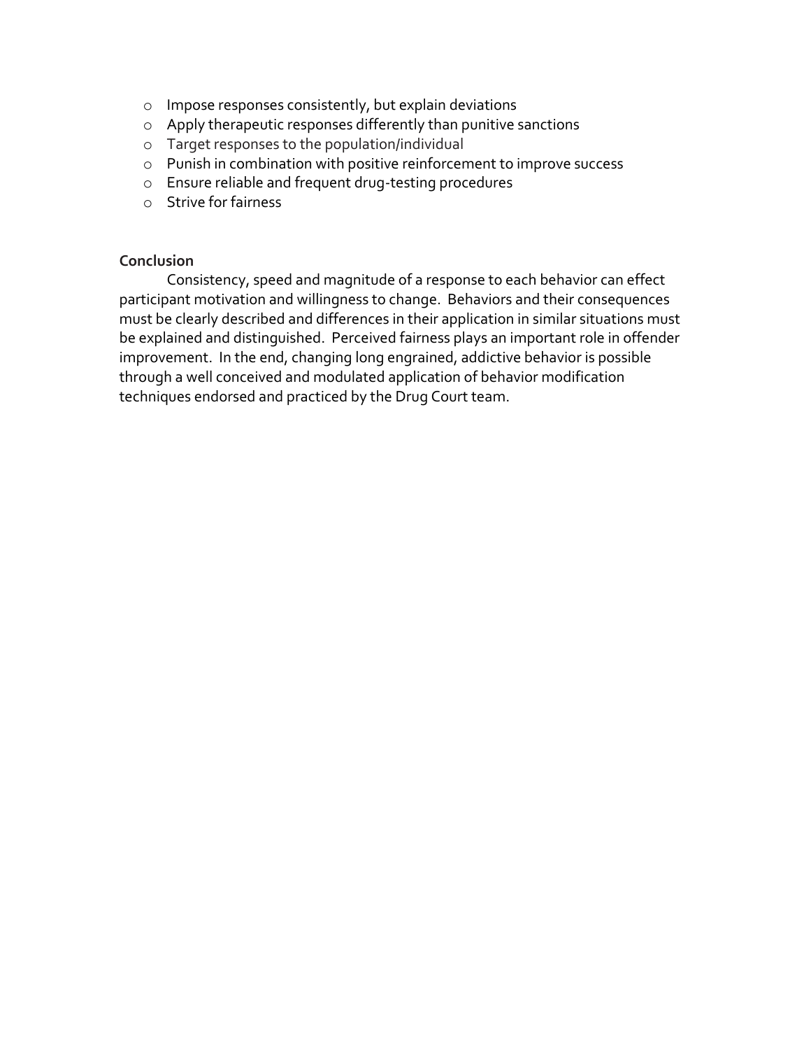- Impose responses consistently, but explain deviations
- Apply therapeutic responses differently than punitive sanctions
- Target responses to the population/individual
- Punish in combination with positive reinforcement to improve success
- Ensure reliable and frequent drug-testing procedures
- Strive for fairness

**Conclusion**

Consistency, speed and magnitude of a response to each behavior can effect participant motivation and willingness to change. Behaviors and their consequences must be clearly described and differences in their application in similar situations must be explained and distinguished. Perceived fairness plays an important role in offender improvement. In the end, changing long engrained, addictive behavior is possible through a well conceived and modulated application of behavior modification techniques endorsed and practiced by the Drug Court team.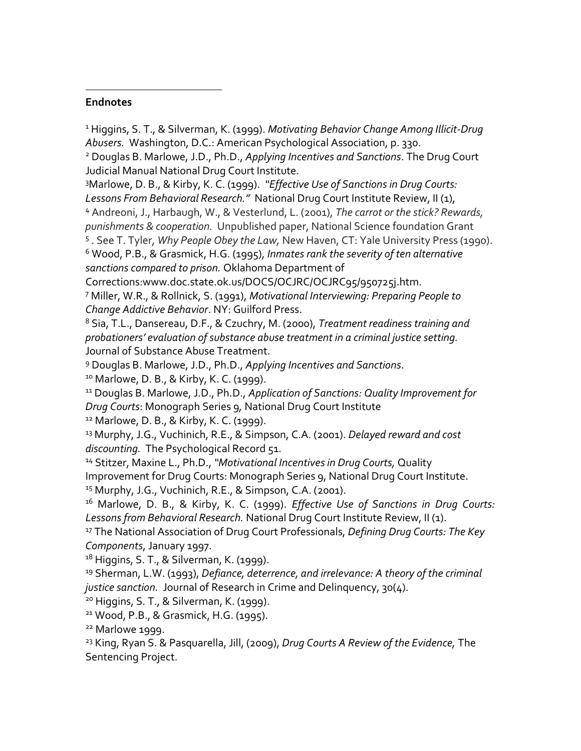**Endnotes**

[1] Higgins, S. T., & Silverman, K. (1999). *Motivating Behavior Change Among Illicit-Drug Abusers.* Washington, D.C.: American Psychological Association, p. 330.

[2] Douglas B. Marlowe, J.D., Ph.D., *Applying Incentives and Sanctions*. The Drug Court Judicial Manual National Drug Court Institute.

[3]Marlowe, D. B., & Kirby, K. C. (1999). *"Effective Use of Sanctions in Drug Courts: Lessons From Behavioral Research."* National Drug Court Institute Review, II (1),

[4] Andreoni, J., Harbaugh, W., & Vesterlund, L. (2001), *The carrot or the stick? Rewards, punishments & cooperation.* Unpublished paper, National Science foundation Grant

[5] . See T. Tyler, *Why People Obey the Law,* New Haven, CT: Yale University Press (1990).

[6] Wood, P.B., & Grasmick, H.G. (1995), *Inmates rank the severity of ten alternative sanctions compared to prison.* Oklahoma Department of Corrections:www.doc.state.ok.us/DOCS/OCJRC/OCJRC95/950725j.htm.

[7] Miller, W.R., & Rollnick, S. (1991), *Motivational Interviewing: Preparing People to Change Addictive Behavior*. NY: Guilford Press.

[8] Sia, T.L., Dansereau, D.F., & Czuchry, M. (2000), *Treatment readiness training and probationers' evaluation of substance abuse treatment in a criminal justice setting.* Journal of Substance Abuse Treatment.

[9] Douglas B. Marlowe, J.D., Ph.D., *Applying Incentives and Sanctions*.

[10] Marlowe, D. B., & Kirby, K. C. (1999).

[11] Douglas B. Marlowe, J.D., Ph.D., *Application of Sanctions: Quality Improvement for Drug Courts*: Monograph Series 9, National Drug Court Institute

[12] Marlowe, D. B., & Kirby, K. C. (1999).

[13] Murphy, J.G., Vuchinich, R.E., & Simpson, C.A. (2001). *Delayed reward and cost discounting.* The Psychological Record 51.

[14] Stitzer, Maxine L., Ph.D., *"Motivational Incentives in Drug Courts,* Quality Improvement for Drug Courts: Monograph Series 9, National Drug Court Institute.

[15] Murphy, J.G., Vuchinich, R.E., & Simpson, C.A. (2001).

[16] Marlowe, D. B., & Kirby, K. C. (1999). *Effective Use of Sanctions in Drug Courts: Lessons from Behavioral Research.* National Drug Court Institute Review, II (1).

[17] The National Association of Drug Court Professionals, *Defining Drug Courts: The Key Components*, January 1997.

[18] Higgins, S. T., & Silverman, K. (1999).

[19] Sherman, L.W. (1993), *Defiance, deterrence, and irrelevance: A theory of the criminal justice sanction.* Journal of Research in Crime and Delinquency, 30(4).

[20] Higgins, S. T., & Silverman, K. (1999).

[21] Wood, P.B., & Grasmick, H.G. (1995).

[22] Marlowe 1999.

[23] King, Ryan S. & Pasquarella, Jill, (2009), *Drug Courts A Review of the Evidence,* The Sentencing Project.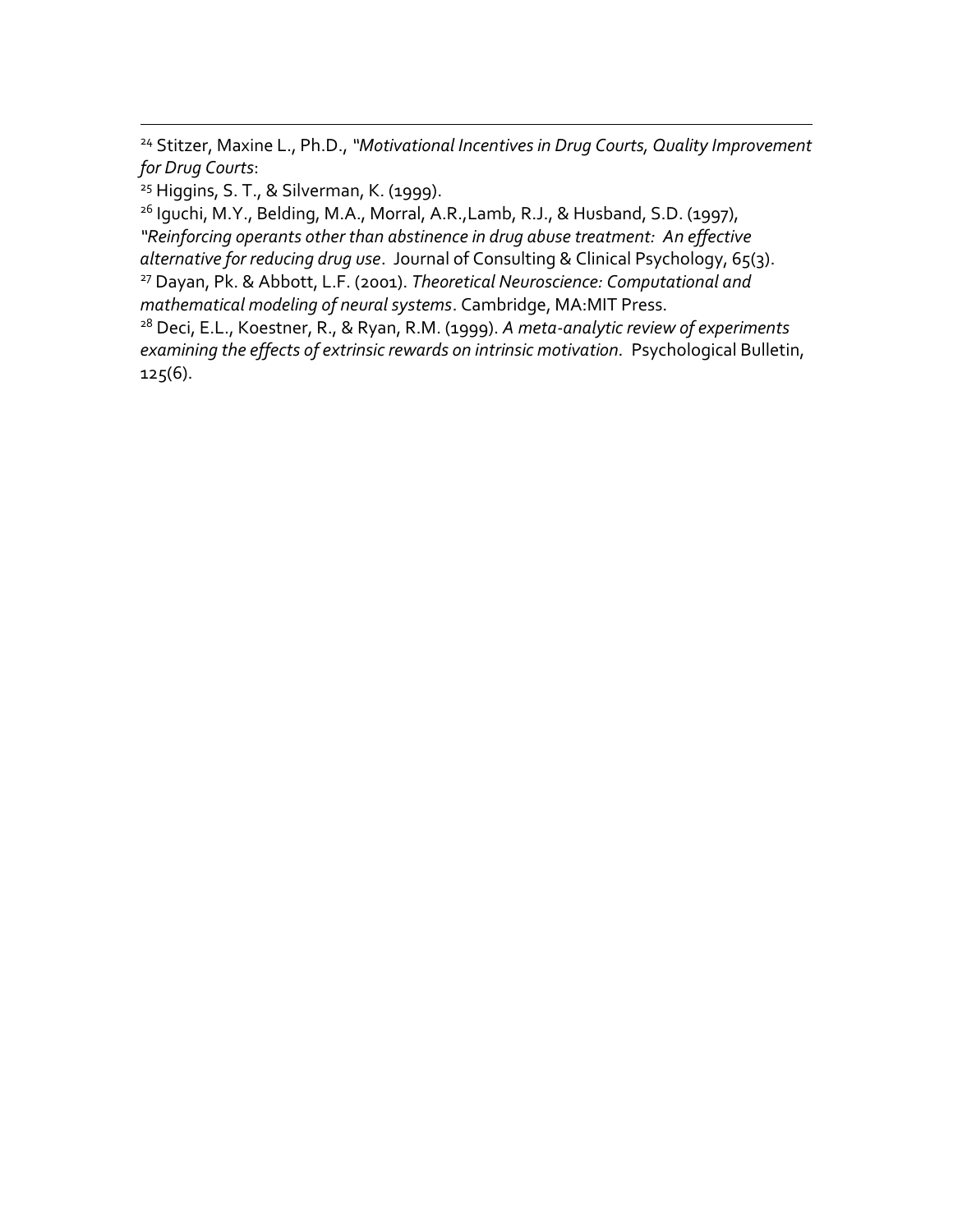[24] Stitzer, Maxine L., Ph.D., *"Motivational Incentives in Drug Courts, Quality Improvement for Drug Courts*:

[25] Higgins, S. T., & Silverman, K. (1999).

[26] Iguchi, M.Y., Belding, M.A., Morral, A.R.,Lamb, R.J., & Husband, S.D. (1997), *"Reinforcing operants other than abstinence in drug abuse treatment: An effective alternative for reducing drug use*. Journal of Consulting & Clinical Psychology, 65(3).

[27] Dayan, Pk. & Abbott, L.F. (2001). *Theoretical Neuroscience: Computational and mathematical modeling of neural systems*. Cambridge, MA:MIT Press.

[28] Deci, E.L., Koestner, R., & Ryan, R.M. (1999). *A meta-analytic review of experiments examining the effects of extrinsic rewards on intrinsic motivation*. Psychological Bulletin, 125(6).